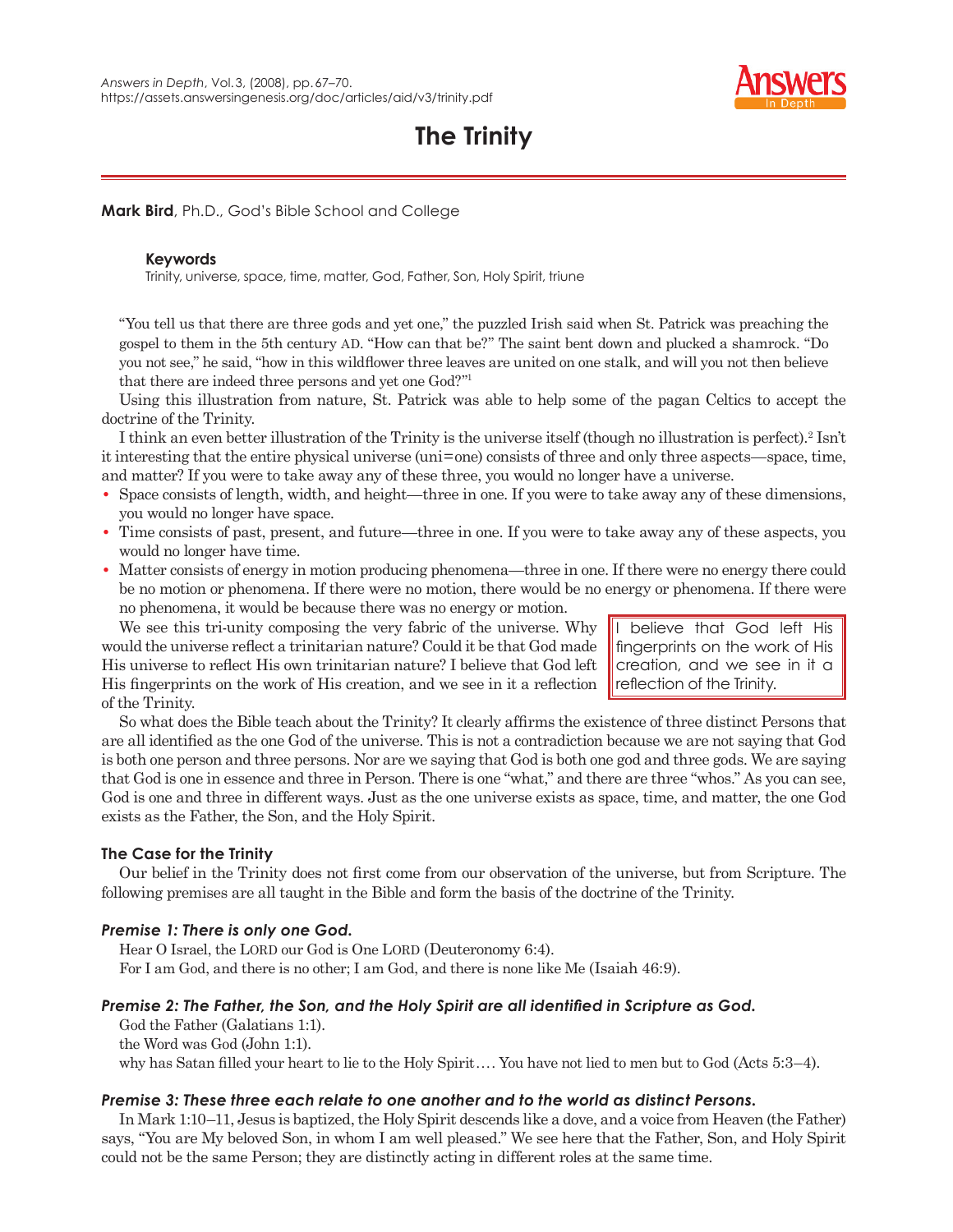# The Trinity

**Mark Bird**, Ph.D., God's Bible School and College

**Keywords**
Trinity, universe, space, time, matter, God, Father, Son, Holy Spirit, triune

"You tell us that there are three gods and yet one," the puzzled Irish said when St. Patrick was preaching the gospel to them in the 5th century AD. "How can that be?" The saint bent down and plucked a shamrock. "Do you not see," he said, "how in this wildflower three leaves are united on one stalk, and will you not then believe that there are indeed three persons and yet one God?"[1]

Using this illustration from nature, St. Patrick was able to help some of the pagan Celtics to accept the doctrine of the Trinity.

I think an even better illustration of the Trinity is the universe itself (though no illustration is perfect).[2] Isn't it interesting that the entire physical universe (uni=one) consists of three and only three aspects—space, time, and matter? If you were to take away any of these three, you would no longer have a universe.

- Space consists of length, width, and height—three in one. If you were to take away any of these dimensions, you would no longer have space.
- Time consists of past, present, and future—three in one. If you were to take away any of these aspects, you would no longer have time.
- Matter consists of energy in motion producing phenomena—three in one. If there were no energy there could be no motion or phenomena. If there were no motion, there would be no energy or phenomena. If there were no phenomena, it would be because there was no energy or motion.

We see this tri-unity composing the very fabric of the universe. Why would the universe reflect a trinitarian nature? Could it be that God made His universe to reflect His own trinitarian nature? I believe that God left His fingerprints on the work of His creation, and we see in it a reflection of the Trinity.

> I believe that God left His fingerprints on the work of His creation, and we see in it a reflection of the Trinity.

So what does the Bible teach about the Trinity? It clearly affirms the existence of three distinct Persons that are all identified as the one God of the universe. This is not a contradiction because we are not saying that God is both one person and three persons. Nor are we saying that God is both one god and three gods. We are saying that God is one in essence and three in Person. There is one "what," and there are three "whos." As you can see, God is one and three in different ways. Just as the one universe exists as space, time, and matter, the one God exists as the Father, the Son, and the Holy Spirit.

## The Case for the Trinity

Our belief in the Trinity does not first come from our observation of the universe, but from Scripture. The following premises are all taught in the Bible and form the basis of the doctrine of the Trinity.

### *Premise 1: There is only one God.*

Hear O Israel, the LORD our God is One LORD (Deuteronomy 6:4).

For I am God, and there is no other; I am God, and there is none like Me (Isaiah 46:9).

### *Premise 2: The Father, the Son, and the Holy Spirit are all identified in Scripture as God.*

God the Father (Galatians 1:1).

the Word was God (John 1:1).

why has Satan filled your heart to lie to the Holy Spirit…. You have not lied to men but to God (Acts 5:3–4).

### *Premise 3: These three each relate to one another and to the world as distinct Persons.*

In Mark 1:10–11, Jesus is baptized, the Holy Spirit descends like a dove, and a voice from Heaven (the Father) says, "You are My beloved Son, in whom I am well pleased." We see here that the Father, Son, and Holy Spirit could not be the same Person; they are distinctly acting in different roles at the same time.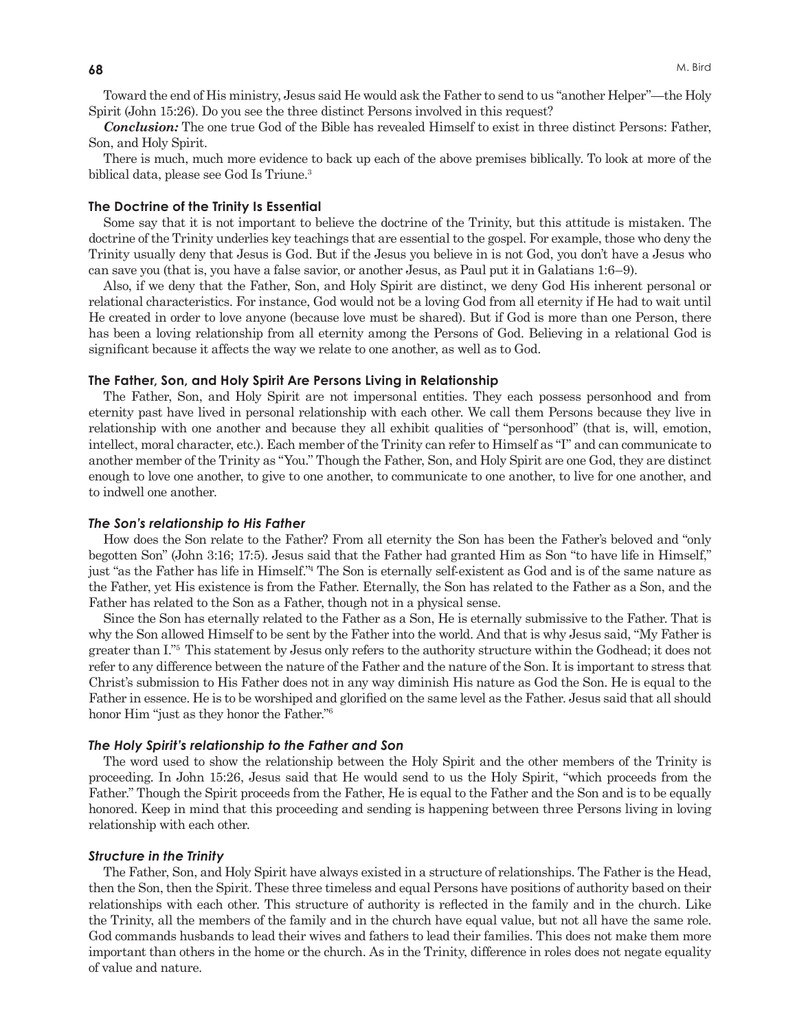Toward the end of His ministry, Jesus said He would ask the Father to send to us "another Helper"—the Holy Spirit (John 15:26). Do you see the three distinct Persons involved in this request?

***Conclusion:*** The one true God of the Bible has revealed Himself to exist in three distinct Persons: Father, Son, and Holy Spirit.

There is much, much more evidence to back up each of the above premises biblically. To look at more of the biblical data, please see God Is Triune.[3]

### The Doctrine of the Trinity Is Essential

Some say that it is not important to believe the doctrine of the Trinity, but this attitude is mistaken. The doctrine of the Trinity underlies key teachings that are essential to the gospel. For example, those who deny the Trinity usually deny that Jesus is God. But if the Jesus you believe in is not God, you don't have a Jesus who can save you (that is, you have a false savior, or another Jesus, as Paul put it in Galatians 1:6–9).

Also, if we deny that the Father, Son, and Holy Spirit are distinct, we deny God His inherent personal or relational characteristics. For instance, God would not be a loving God from all eternity if He had to wait until He created in order to love anyone (because love must be shared). But if God is more than one Person, there has been a loving relationship from all eternity among the Persons of God. Believing in a relational God is significant because it affects the way we relate to one another, as well as to God.

### The Father, Son, and Holy Spirit Are Persons Living in Relationship

The Father, Son, and Holy Spirit are not impersonal entities. They each possess personhood and from eternity past have lived in personal relationship with each other. We call them Persons because they live in relationship with one another and because they all exhibit qualities of "personhood" (that is, will, emotion, intellect, moral character, etc.). Each member of the Trinity can refer to Himself as "I" and can communicate to another member of the Trinity as "You." Though the Father, Son, and Holy Spirit are one God, they are distinct enough to love one another, to give to one another, to communicate to one another, to live for one another, and to indwell one another.

#### *The Son's relationship to His Father*

How does the Son relate to the Father? From all eternity the Son has been the Father's beloved and "only begotten Son" (John 3:16; 17:5). Jesus said that the Father had granted Him as Son "to have life in Himself," just "as the Father has life in Himself."[4] The Son is eternally self-existent as God and is of the same nature as the Father, yet His existence is from the Father. Eternally, the Son has related to the Father as a Son, and the Father has related to the Son as a Father, though not in a physical sense.

Since the Son has eternally related to the Father as a Son, He is eternally submissive to the Father. That is why the Son allowed Himself to be sent by the Father into the world. And that is why Jesus said, "My Father is greater than I."[5] This statement by Jesus only refers to the authority structure within the Godhead; it does not refer to any difference between the nature of the Father and the nature of the Son. It is important to stress that Christ's submission to His Father does not in any way diminish His nature as God the Son. He is equal to the Father in essence. He is to be worshiped and glorified on the same level as the Father. Jesus said that all should honor Him "just as they honor the Father."[6]

#### *The Holy Spirit's relationship to the Father and Son*

The word used to show the relationship between the Holy Spirit and the other members of the Trinity is proceeding. In John 15:26, Jesus said that He would send to us the Holy Spirit, "which proceeds from the Father." Though the Spirit proceeds from the Father, He is equal to the Father and the Son and is to be equally honored. Keep in mind that this proceeding and sending is happening between three Persons living in loving relationship with each other.

#### *Structure in the Trinity*

The Father, Son, and Holy Spirit have always existed in a structure of relationships. The Father is the Head, then the Son, then the Spirit. These three timeless and equal Persons have positions of authority based on their relationships with each other. This structure of authority is reflected in the family and in the church. Like the Trinity, all the members of the family and in the church have equal value, but not all have the same role. God commands husbands to lead their wives and fathers to lead their families. This does not make them more important than others in the home or the church. As in the Trinity, difference in roles does not negate equality of value and nature.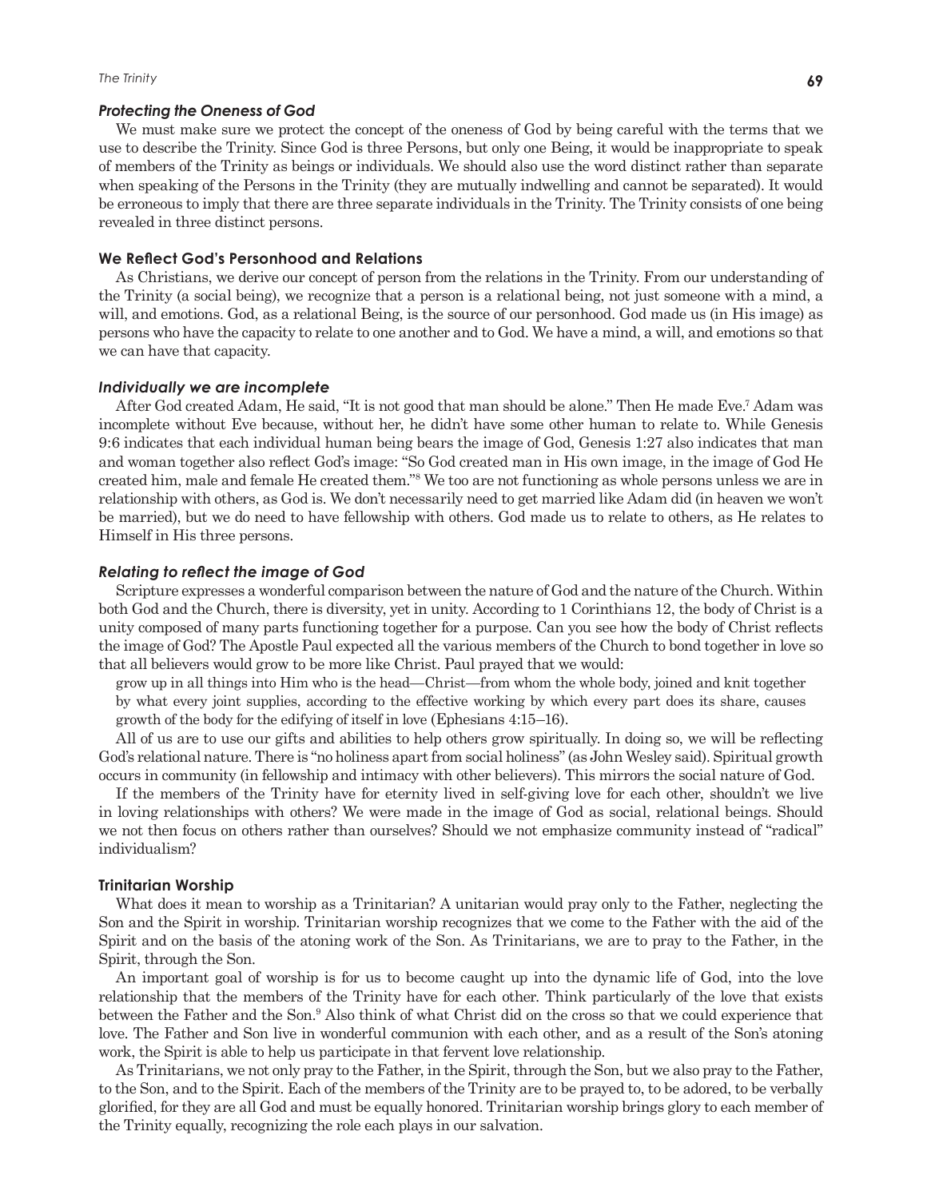### *Protecting the Oneness of God*

We must make sure we protect the concept of the oneness of God by being careful with the terms that we use to describe the Trinity. Since God is three Persons, but only one Being, it would be inappropriate to speak of members of the Trinity as beings or individuals. We should also use the word distinct rather than separate when speaking of the Persons in the Trinity (they are mutually indwelling and cannot be separated). It would be erroneous to imply that there are three separate individuals in the Trinity. The Trinity consists of one being revealed in three distinct persons.

## We Reflect God's Personhood and Relations

As Christians, we derive our concept of person from the relations in the Trinity. From our understanding of the Trinity (a social being), we recognize that a person is a relational being, not just someone with a mind, a will, and emotions. God, as a relational Being, is the source of our personhood. God made us (in His image) as persons who have the capacity to relate to one another and to God. We have a mind, a will, and emotions so that we can have that capacity.

### *Individually we are incomplete*

After God created Adam, He said, "It is not good that man should be alone." Then He made Eve.[7] Adam was incomplete without Eve because, without her, he didn't have some other human to relate to. While Genesis 9:6 indicates that each individual human being bears the image of God, Genesis 1:27 also indicates that man and woman together also reflect God's image: "So God created man in His own image, in the image of God He created him, male and female He created them."[8] We too are not functioning as whole persons unless we are in relationship with others, as God is. We don't necessarily need to get married like Adam did (in heaven we won't be married), but we do need to have fellowship with others. God made us to relate to others, as He relates to Himself in His three persons.

### *Relating to reflect the image of God*

Scripture expresses a wonderful comparison between the nature of God and the nature of the Church. Within both God and the Church, there is diversity, yet in unity. According to 1 Corinthians 12, the body of Christ is a unity composed of many parts functioning together for a purpose. Can you see how the body of Christ reflects the image of God? The Apostle Paul expected all the various members of the Church to bond together in love so that all believers would grow to be more like Christ. Paul prayed that we would:

> grow up in all things into Him who is the head—Christ—from whom the whole body, joined and knit together by what every joint supplies, according to the effective working by which every part does its share, causes growth of the body for the edifying of itself in love (Ephesians 4:15–16).

All of us are to use our gifts and abilities to help others grow spiritually. In doing so, we will be reflecting God's relational nature. There is "no holiness apart from social holiness" (as John Wesley said). Spiritual growth occurs in community (in fellowship and intimacy with other believers). This mirrors the social nature of God.

If the members of the Trinity have for eternity lived in self-giving love for each other, shouldn't we live in loving relationships with others? We were made in the image of God as social, relational beings. Should we not then focus on others rather than ourselves? Should we not emphasize community instead of "radical" individualism?

## Trinitarian Worship

What does it mean to worship as a Trinitarian? A unitarian would pray only to the Father, neglecting the Son and the Spirit in worship. Trinitarian worship recognizes that we come to the Father with the aid of the Spirit and on the basis of the atoning work of the Son. As Trinitarians, we are to pray to the Father, in the Spirit, through the Son.

An important goal of worship is for us to become caught up into the dynamic life of God, into the love relationship that the members of the Trinity have for each other. Think particularly of the love that exists between the Father and the Son.[9] Also think of what Christ did on the cross so that we could experience that love. The Father and Son live in wonderful communion with each other, and as a result of the Son's atoning work, the Spirit is able to help us participate in that fervent love relationship.

As Trinitarians, we not only pray to the Father, in the Spirit, through the Son, but we also pray to the Father, to the Son, and to the Spirit. Each of the members of the Trinity are to be prayed to, to be adored, to be verbally glorified, for they are all God and must be equally honored. Trinitarian worship brings glory to each member of the Trinity equally, recognizing the role each plays in our salvation.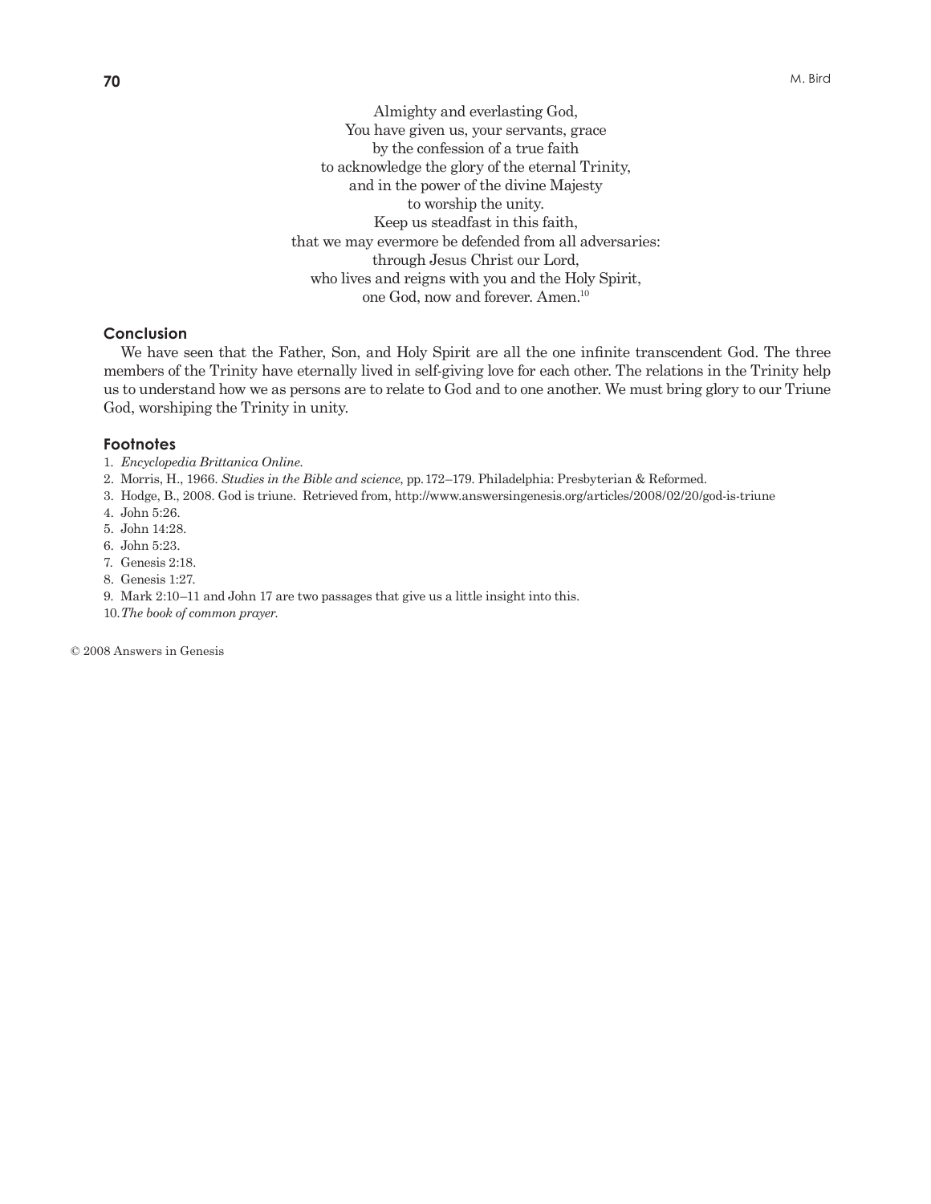Almighty and everlasting God,  
You have given us, your servants, grace  
by the confession of a true faith  
to acknowledge the glory of the eternal Trinity,  
and in the power of the divine Majesty  
to worship the unity.  
Keep us steadfast in this faith,  
that we may evermore be defended from all adversaries:  
through Jesus Christ our Lord,  
who lives and reigns with you and the Holy Spirit,  
one God, now and forever. Amen.[10]

## Conclusion

We have seen that the Father, Son, and Holy Spirit are all the one infinite transcendent God. The three members of the Trinity have eternally lived in self-giving love for each other. The relations in the Trinity help us to understand how we as persons are to relate to God and to one another. We must bring glory to our Triune God, worshiping the Trinity in unity.

## Footnotes

1. *Encyclopedia Brittanica Online.*
2. Morris, H., 1966. *Studies in the Bible and science,* pp. 172–179. Philadelphia: Presbyterian & Reformed.
3. Hodge, B., 2008. God is triune. Retrieved from, http://www.answersingenesis.org/articles/2008/02/20/god-is-triune
4. John 5:26.
5. John 14:28.
6. John 5:23.
7. Genesis 2:18.
8. Genesis 1:27.
9. Mark 2:10–11 and John 17 are two passages that give us a little insight into this.
10. *The book of common prayer.*

© 2008 Answers in Genesis